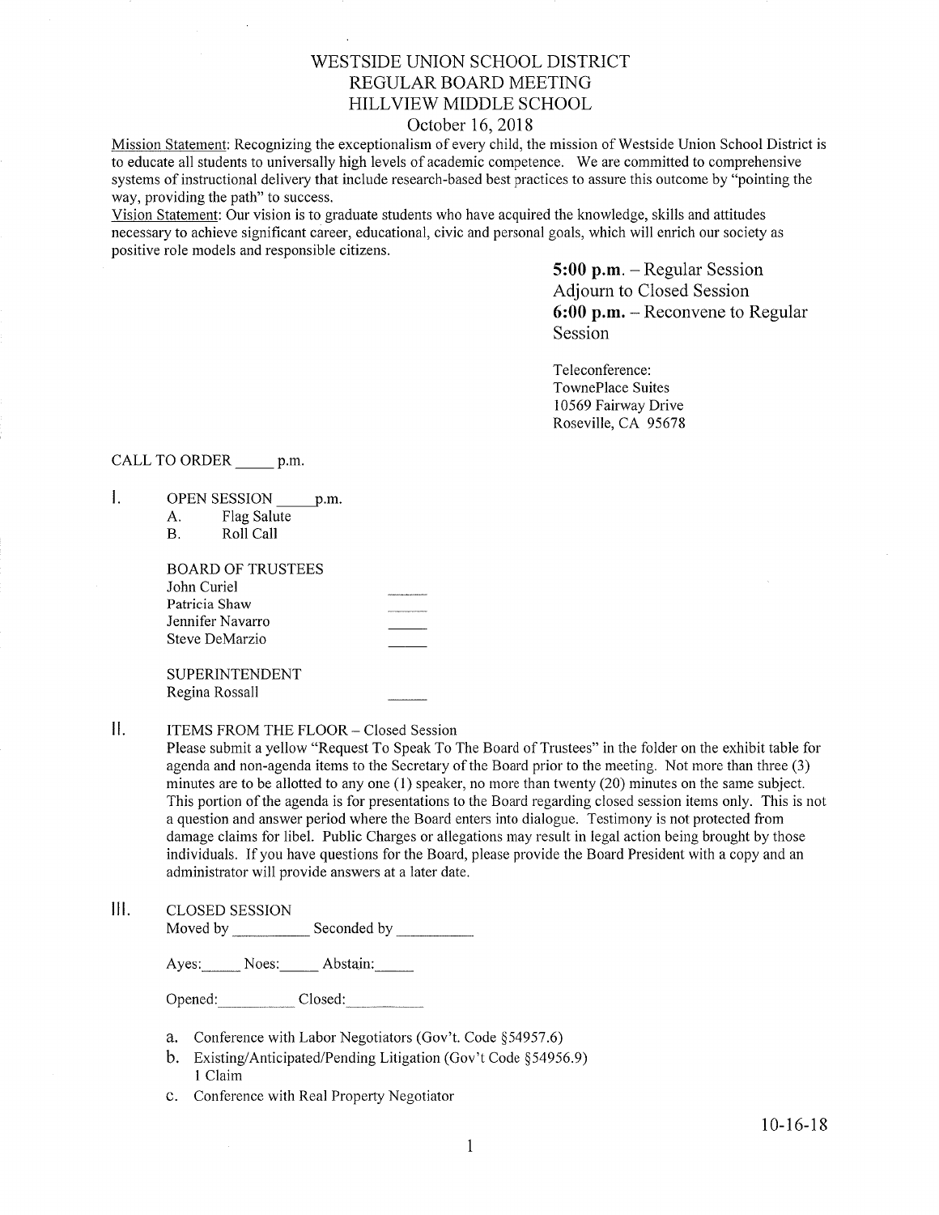# WESTSIDE UNION SCHOOL DISTRICT
## REGULAR BOARD MEETING
## HILLVIEW MIDDLE SCHOOL
October 16, 2018

Mission Statement: Recognizing the exceptionalism of every child, the mission of Westside Union School District is to educate all students to universally high levels of academic competence. We are committed to comprehensive systems of instructional delivery that include research-based best practices to assure this outcome by "pointing the way, providing the path" to success.

Vision Statement: Our vision is to graduate students who have acquired the knowledge, skills and attitudes necessary to achieve significant career, educational, civic and personal goals, which will enrich our society as positive role models and responsible citizens.

**5:00 p.m.** – Regular Session
Adjourn to Closed Session
**6:00 p.m.** – Reconvene to Regular Session

Teleconference:
TownePlace Suites
10569 Fairway Drive
Roseville, CA 95678

CALL TO ORDER _____ p.m.

I. OPEN SESSION _____ p.m.
   A. Flag Salute
   B. Roll Call

   BOARD OF TRUSTEES
   John Curiel _____
   Patricia Shaw _____
   Jennifer Navarro _____
   Steve DeMarzio _____

   SUPERINTENDENT
   Regina Rossall _____

II. ITEMS FROM THE FLOOR – Closed Session

Please submit a yellow "Request To Speak To The Board of Trustees" in the folder on the exhibit table for agenda and non-agenda items to the Secretary of the Board prior to the meeting. Not more than three (3) minutes are to be allotted to any one (1) speaker, no more than twenty (20) minutes on the same subject. This portion of the agenda is for presentations to the Board regarding closed session items only. This is not a question and answer period where the Board enters into dialogue. Testimony is not protected from damage claims for libel. Public Charges or allegations may result in legal action being brought by those individuals. If you have questions for the Board, please provide the Board President with a copy and an administrator will provide answers at a later date.

III. CLOSED SESSION

Moved by __________ Seconded by __________

Ayes:_____ Noes:_____ Abstain:_____

Opened:__________ Closed:__________

a. Conference with Labor Negotiators (Gov't. Code §54957.6)
b. Existing/Anticipated/Pending Litigation (Gov't Code §54956.9)
   1 Claim
c. Conference with Real Property Negotiator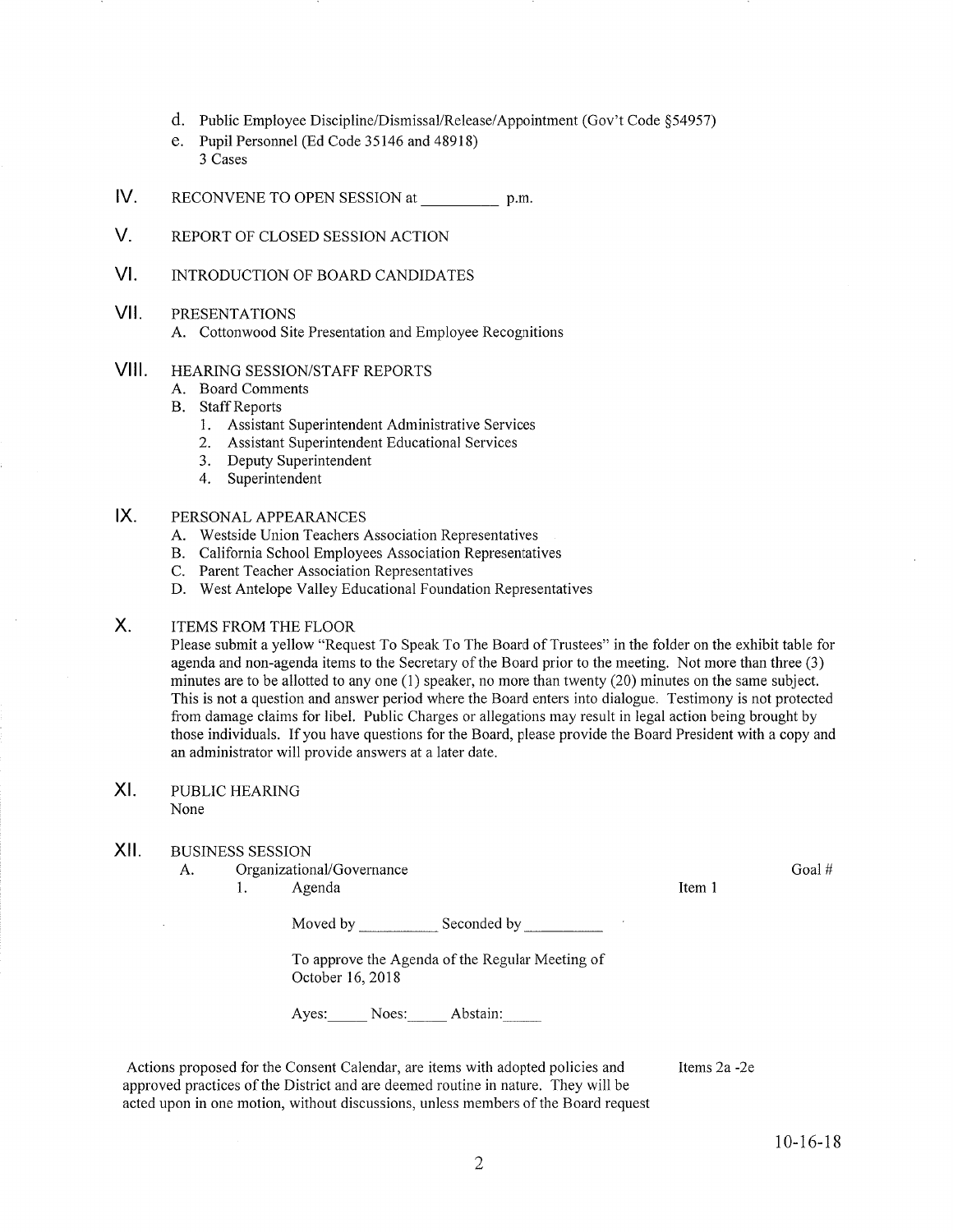d. Public Employee Discipline/Dismissal/Release/Appointment (Gov't Code §54957)

e. Pupil Personnel (Ed Code 35146 and 48918)
3 Cases

## IV. RECONVENE TO OPEN SESSION at __________ p.m.

## V. REPORT OF CLOSED SESSION ACTION

## VI. INTRODUCTION OF BOARD CANDIDATES

## VII. PRESENTATIONS

A. Cottonwood Site Presentation and Employee Recognitions

## VIII. HEARING SESSION/STAFF REPORTS

A. Board Comments

B. Staff Reports
1. Assistant Superintendent Administrative Services
2. Assistant Superintendent Educational Services
3. Deputy Superintendent
4. Superintendent

## IX. PERSONAL APPEARANCES

A. Westside Union Teachers Association Representatives

B. California School Employees Association Representatives

C. Parent Teacher Association Representatives

D. West Antelope Valley Educational Foundation Representatives

## X. ITEMS FROM THE FLOOR

Please submit a yellow "Request To Speak To The Board of Trustees" in the folder on the exhibit table for agenda and non-agenda items to the Secretary of the Board prior to the meeting. Not more than three (3) minutes are to be allotted to any one (1) speaker, no more than twenty (20) minutes on the same subject. This is not a question and answer period where the Board enters into dialogue. Testimony is not protected from damage claims for libel. Public Charges or allegations may result in legal action being brought by those individuals. If you have questions for the Board, please provide the Board President with a copy and an administrator will provide answers at a later date.

## XI. PUBLIC HEARING

None

## XII. BUSINESS SESSION

A. Organizational/Governance — Goal #

1. Agenda — Item 1

Moved by __________ Seconded by __________

To approve the Agenda of the Regular Meeting of October 16, 2018

Ayes:_____ Noes:_____ Abstain:_____

Actions proposed for the Consent Calendar, are items with adopted policies and approved practices of the District and are deemed routine in nature. They will be acted upon in one motion, without discussions, unless members of the Board request — Items 2a -2e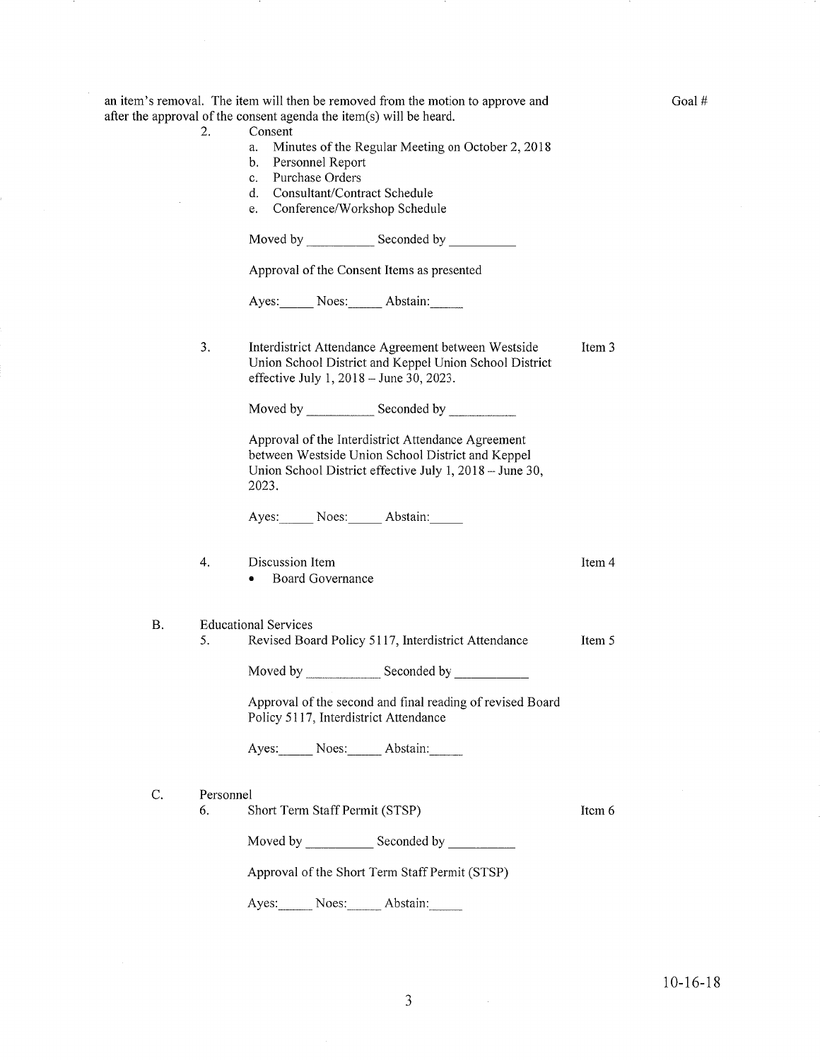an item's removal. The item will then be removed from the motion to approve and after the approval of the consent agenda the item(s) will be heard.

Goal #

2. Consent
   a. Minutes of the Regular Meeting on October 2, 2018
   b. Personnel Report
   c. Purchase Orders
   d. Consultant/Contract Schedule
   e. Conference/Workshop Schedule

   Moved by __________ Seconded by __________

   Approval of the Consent Items as presented

   Ayes:_____ Noes:_____ Abstain:_____

3. Interdistrict Attendance Agreement between Westside Union School District and Keppel Union School District effective July 1, 2018 – June 30, 2023. — Item 3

   Moved by __________ Seconded by __________

   Approval of the Interdistrict Attendance Agreement between Westside Union School District and Keppel Union School District effective July 1, 2018 – June 30, 2023.

   Ayes:_____ Noes:_____ Abstain:_____

4. Discussion Item — Item 4
   - Board Governance

B. Educational Services

5. Revised Board Policy 5117, Interdistrict Attendance — Item 5

   Moved by __________ Seconded by __________

   Approval of the second and final reading of revised Board Policy 5117, Interdistrict Attendance

   Ayes:_____ Noes:_____ Abstain:_____

C. Personnel

6. Short Term Staff Permit (STSP) — Item 6

   Moved by __________ Seconded by __________

   Approval of the Short Term Staff Permit (STSP)

   Ayes:_____ Noes:_____ Abstain:_____

10-16-18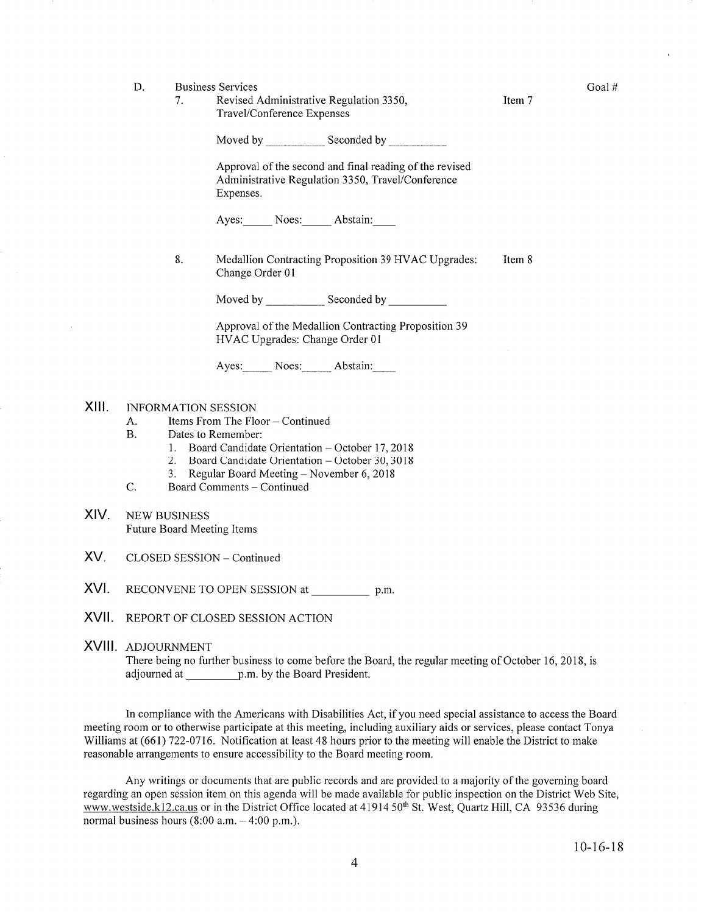D. Business Services

Goal #

7. Revised Administrative Regulation 3350, Travel/Conference Expenses — Item 7

Moved by __________ Seconded by __________

Approval of the second and final reading of the revised Administrative Regulation 3350, Travel/Conference Expenses.

Ayes:_____ Noes:_____ Abstain:____

8. Medallion Contracting Proposition 39 HVAC Upgrades: Change Order 01 — Item 8

Moved by __________ Seconded by __________

Approval of the Medallion Contracting Proposition 39 HVAC Upgrades: Change Order 01

Ayes:_____ Noes:_____ Abstain:____

## XIII. INFORMATION SESSION

A. Items From The Floor – Continued

B. Dates to Remember:
1. Board Candidate Orientation – October 17, 2018
2. Board Candidate Orientation – October 30, 3018
3. Regular Board Meeting – November 6, 2018

C. Board Comments – Continued

## XIV. NEW BUSINESS

Future Board Meeting Items

## XV. CLOSED SESSION – Continued

## XVI. RECONVENE TO OPEN SESSION at __________ p.m.

## XVII. REPORT OF CLOSED SESSION ACTION

## XVIII. ADJOURNMENT

There being no further business to come before the Board, the regular meeting of October 16, 2018, is adjourned at _________p.m. by the Board President.

In compliance with the Americans with Disabilities Act, if you need special assistance to access the Board meeting room or to otherwise participate at this meeting, including auxiliary aids or services, please contact Tonya Williams at (661) 722-0716. Notification at least 48 hours prior to the meeting will enable the District to make reasonable arrangements to ensure accessibility to the Board meeting room.

Any writings or documents that are public records and are provided to a majority of the governing board regarding an open session item on this agenda will be made available for public inspection on the District Web Site, www.westside.k12.ca.us or in the District Office located at 41914 50th St. West, Quartz Hill, CA 93536 during normal business hours (8:00 a.m. – 4:00 p.m.).

10-16-18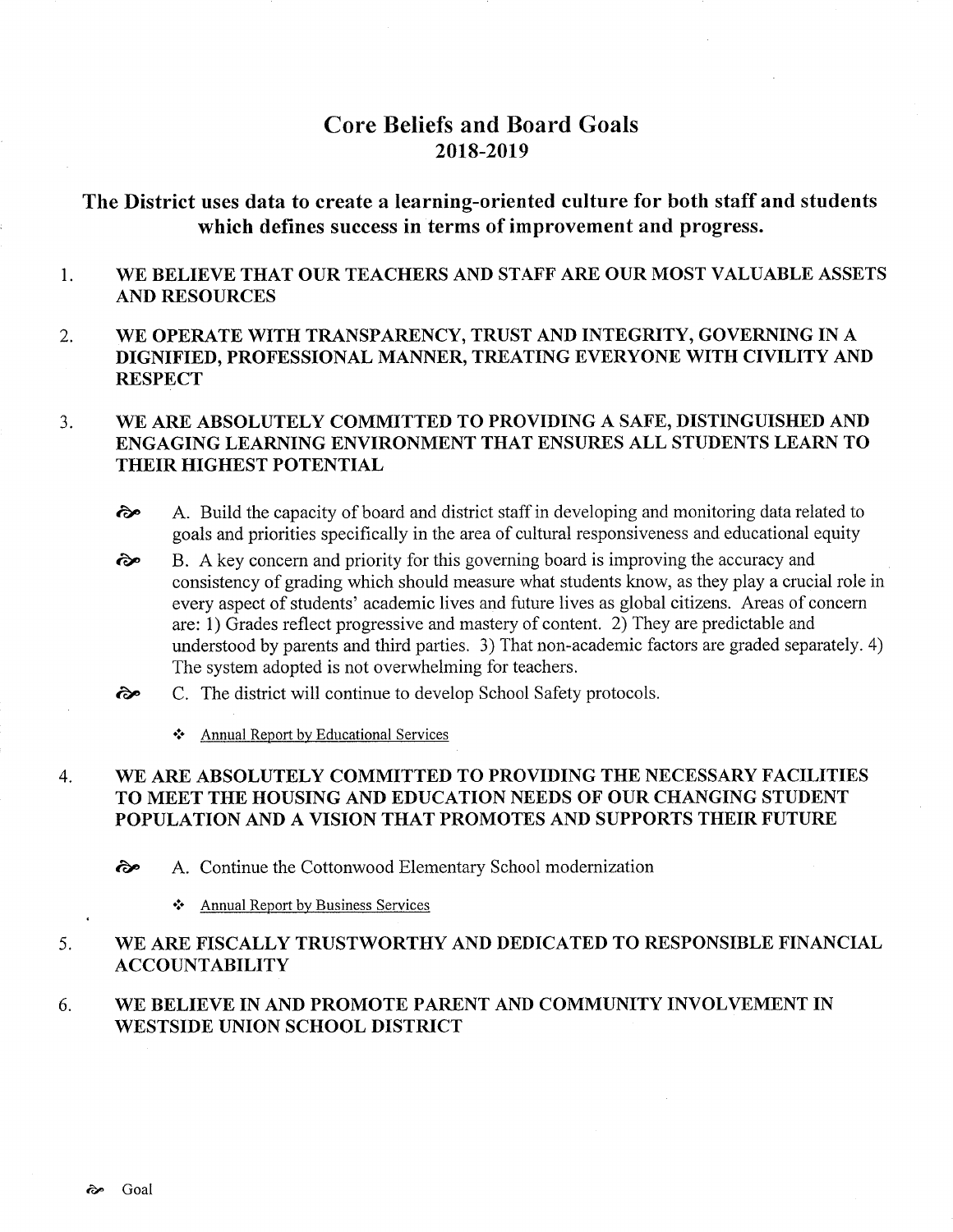# Core Beliefs and Board Goals
## 2018-2019

### The District uses data to create a learning-oriented culture for both staff and students which defines success in terms of improvement and progress.

1. **WE BELIEVE THAT OUR TEACHERS AND STAFF ARE OUR MOST VALUABLE ASSETS AND RESOURCES**

2. **WE OPERATE WITH TRANSPARENCY, TRUST AND INTEGRITY, GOVERNING IN A DIGNIFIED, PROFESSIONAL MANNER, TREATING EVERYONE WITH CIVILITY AND RESPECT**

3. **WE ARE ABSOLUTELY COMMITTED TO PROVIDING A SAFE, DISTINGUISHED AND ENGAGING LEARNING ENVIRONMENT THAT ENSURES ALL STUDENTS LEARN TO THEIR HIGHEST POTENTIAL**

   - A. Build the capacity of board and district staff in developing and monitoring data related to goals and priorities specifically in the area of cultural responsiveness and educational equity
   - B. A key concern and priority for this governing board is improving the accuracy and consistency of grading which should measure what students know, as they play a crucial role in every aspect of students' academic lives and future lives as global citizens. Areas of concern are: 1) Grades reflect progressive and mastery of content. 2) They are predictable and understood by parents and third parties. 3) That non-academic factors are graded separately. 4) The system adopted is not overwhelming for teachers.
   - C. The district will continue to develop School Safety protocols.
     - Annual Report by Educational Services

4. **WE ARE ABSOLUTELY COMMITTED TO PROVIDING THE NECESSARY FACILITIES TO MEET THE HOUSING AND EDUCATION NEEDS OF OUR CHANGING STUDENT POPULATION AND A VISION THAT PROMOTES AND SUPPORTS THEIR FUTURE**

   - A. Continue the Cottonwood Elementary School modernization
     - Annual Report by Business Services

5. **WE ARE FISCALLY TRUSTWORTHY AND DEDICATED TO RESPONSIBLE FINANCIAL ACCOUNTABILITY**

6. **WE BELIEVE IN AND PROMOTE PARENT AND COMMUNITY INVOLVEMENT IN WESTSIDE UNION SCHOOL DISTRICT**

Goal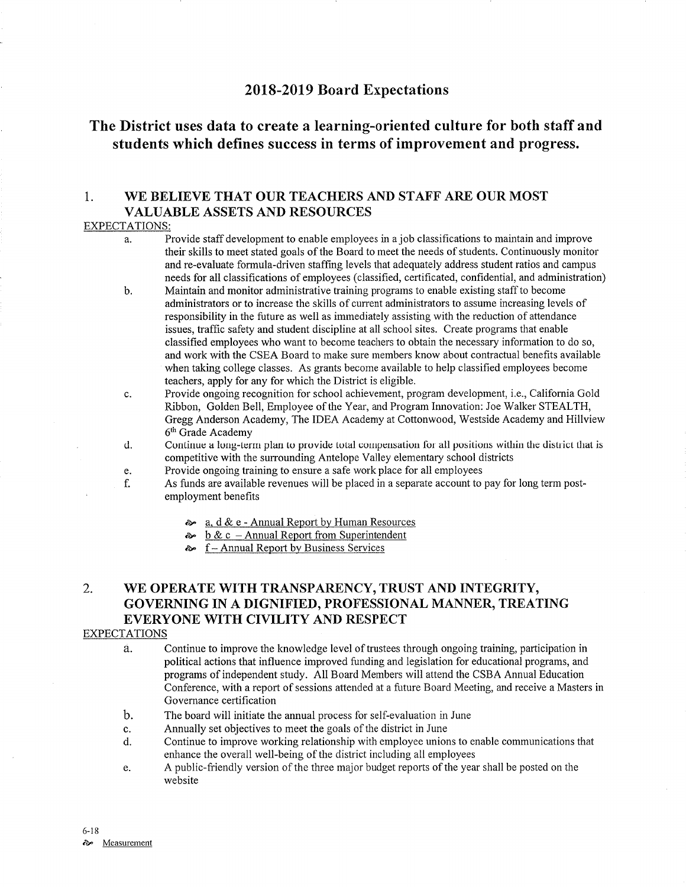# 2018-2019 Board Expectations

## The District uses data to create a learning-oriented culture for both staff and students which defines success in terms of improvement and progress.

### 1. WE BELIEVE THAT OUR TEACHERS AND STAFF ARE OUR MOST VALUABLE ASSETS AND RESOURCES

EXPECTATIONS:

a. Provide staff development to enable employees in a job classifications to maintain and improve their skills to meet stated goals of the Board to meet the needs of students. Continuously monitor and re-evaluate formula-driven staffing levels that adequately address student ratios and campus needs for all classifications of employees (classified, certificated, confidential, and administration)

b. Maintain and monitor administrative training programs to enable existing staff to become administrators or to increase the skills of current administrators to assume increasing levels of responsibility in the future as well as immediately assisting with the reduction of attendance issues, traffic safety and student discipline at all school sites. Create programs that enable classified employees who want to become teachers to obtain the necessary information to do so, and work with the CSEA Board to make sure members know about contractual benefits available when taking college classes. As grants become available to help classified employees become teachers, apply for any for which the District is eligible.

c. Provide ongoing recognition for school achievement, program development, i.e., California Gold Ribbon, Golden Bell, Employee of the Year, and Program Innovation: Joe Walker STEALTH, Gregg Anderson Academy, The IDEA Academy at Cottonwood, Westside Academy and Hillview 6th Grade Academy

d. Continue a long-term plan to provide total compensation for all positions within the district that is competitive with the surrounding Antelope Valley elementary school districts

e. Provide ongoing training to ensure a safe work place for all employees

f. As funds are available revenues will be placed in a separate account to pay for long term post-employment benefits

- a, d & e - Annual Report by Human Resources
- b & c – Annual Report from Superintendent
- f – Annual Report by Business Services

### 2. WE OPERATE WITH TRANSPARENCY, TRUST AND INTEGRITY, GOVERNING IN A DIGNIFIED, PROFESSIONAL MANNER, TREATING EVERYONE WITH CIVILITY AND RESPECT

EXPECTATIONS

a. Continue to improve the knowledge level of trustees through ongoing training, participation in political actions that influence improved funding and legislation for educational programs, and programs of independent study. All Board Members will attend the CSBA Annual Education Conference, with a report of sessions attended at a future Board Meeting, and receive a Masters in Governance certification

b. The board will initiate the annual process for self-evaluation in June

c. Annually set objectives to meet the goals of the district in June

d. Continue to improve working relationship with employee unions to enable communications that enhance the overall well-being of the district including all employees

e. A public-friendly version of the three major budget reports of the year shall be posted on the website

6-18

Measurement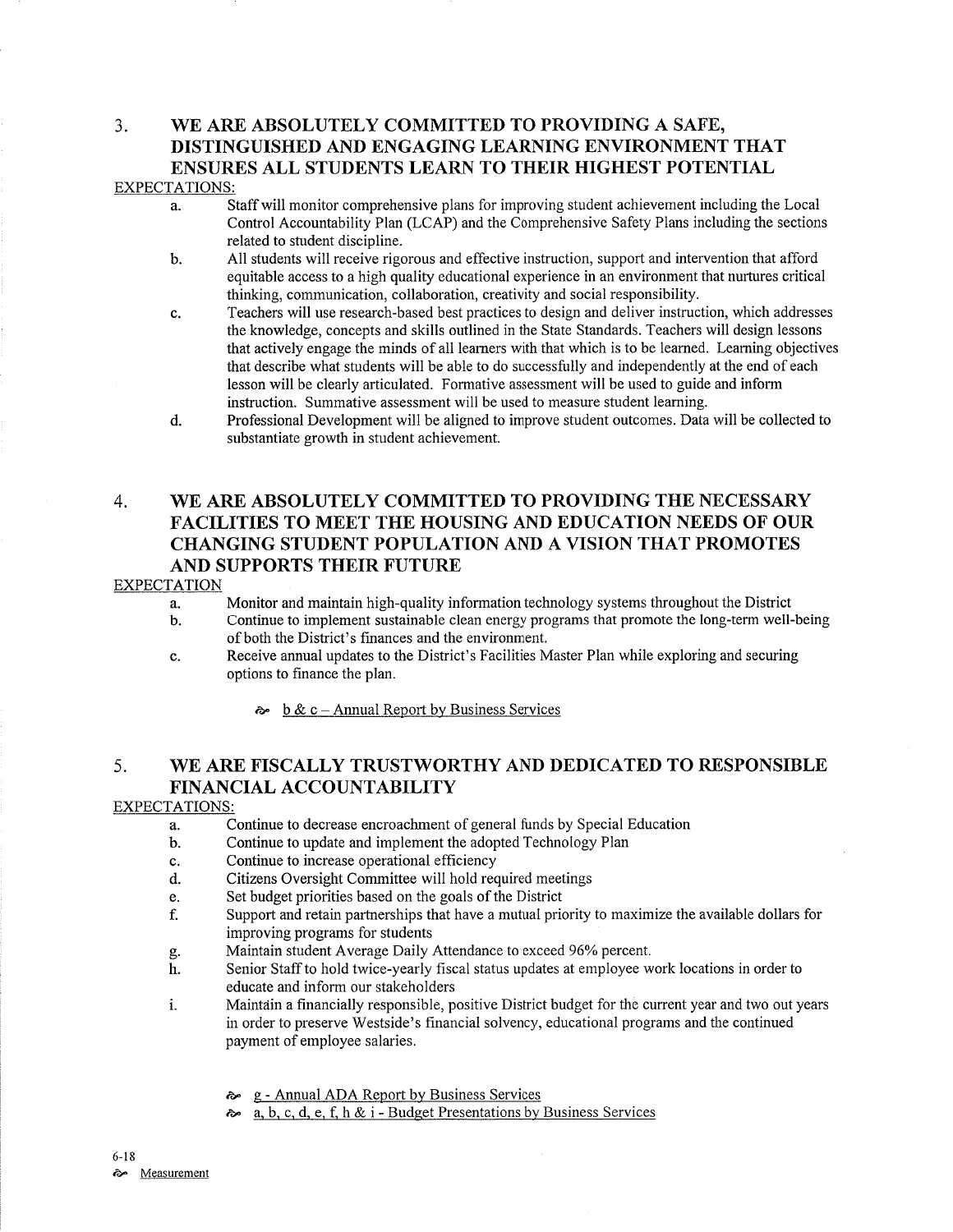## 3. WE ARE ABSOLUTELY COMMITTED TO PROVIDING A SAFE, DISTINGUISHED AND ENGAGING LEARNING ENVIRONMENT THAT ENSURES ALL STUDENTS LEARN TO THEIR HIGHEST POTENTIAL

EXPECTATIONS:

a. Staff will monitor comprehensive plans for improving student achievement including the Local Control Accountability Plan (LCAP) and the Comprehensive Safety Plans including the sections related to student discipline.

b. All students will receive rigorous and effective instruction, support and intervention that afford equitable access to a high quality educational experience in an environment that nurtures critical thinking, communication, collaboration, creativity and social responsibility.

c. Teachers will use research-based best practices to design and deliver instruction, which addresses the knowledge, concepts and skills outlined in the State Standards. Teachers will design lessons that actively engage the minds of all learners with that which is to be learned. Learning objectives that describe what students will be able to do successfully and independently at the end of each lesson will be clearly articulated. Formative assessment will be used to guide and inform instruction. Summative assessment will be used to measure student learning.

d. Professional Development will be aligned to improve student outcomes. Data will be collected to substantiate growth in student achievement.

## 4. WE ARE ABSOLUTELY COMMITTED TO PROVIDING THE NECESSARY FACILITIES TO MEET THE HOUSING AND EDUCATION NEEDS OF OUR CHANGING STUDENT POPULATION AND A VISION THAT PROMOTES AND SUPPORTS THEIR FUTURE

EXPECTATION

a. Monitor and maintain high-quality information technology systems throughout the District

b. Continue to implement sustainable clean energy programs that promote the long-term well-being of both the District's finances and the environment.

c. Receive annual updates to the District's Facilities Master Plan while exploring and securing options to finance the plan.

- b & c – Annual Report by Business Services

## 5. WE ARE FISCALLY TRUSTWORTHY AND DEDICATED TO RESPONSIBLE FINANCIAL ACCOUNTABILITY

EXPECTATIONS:

a. Continue to decrease encroachment of general funds by Special Education

b. Continue to update and implement the adopted Technology Plan

c. Continue to increase operational efficiency

d. Citizens Oversight Committee will hold required meetings

e. Set budget priorities based on the goals of the District

f. Support and retain partnerships that have a mutual priority to maximize the available dollars for improving programs for students

g. Maintain student Average Daily Attendance to exceed 96% percent.

h. Senior Staff to hold twice-yearly fiscal status updates at employee work locations in order to educate and inform our stakeholders

i. Maintain a financially responsible, positive District budget for the current year and two out years in order to preserve Westside's financial solvency, educational programs and the continued payment of employee salaries.

- g - Annual ADA Report by Business Services
- a, b, c, d, e, f, h & i - Budget Presentations by Business Services

6-18

Measurement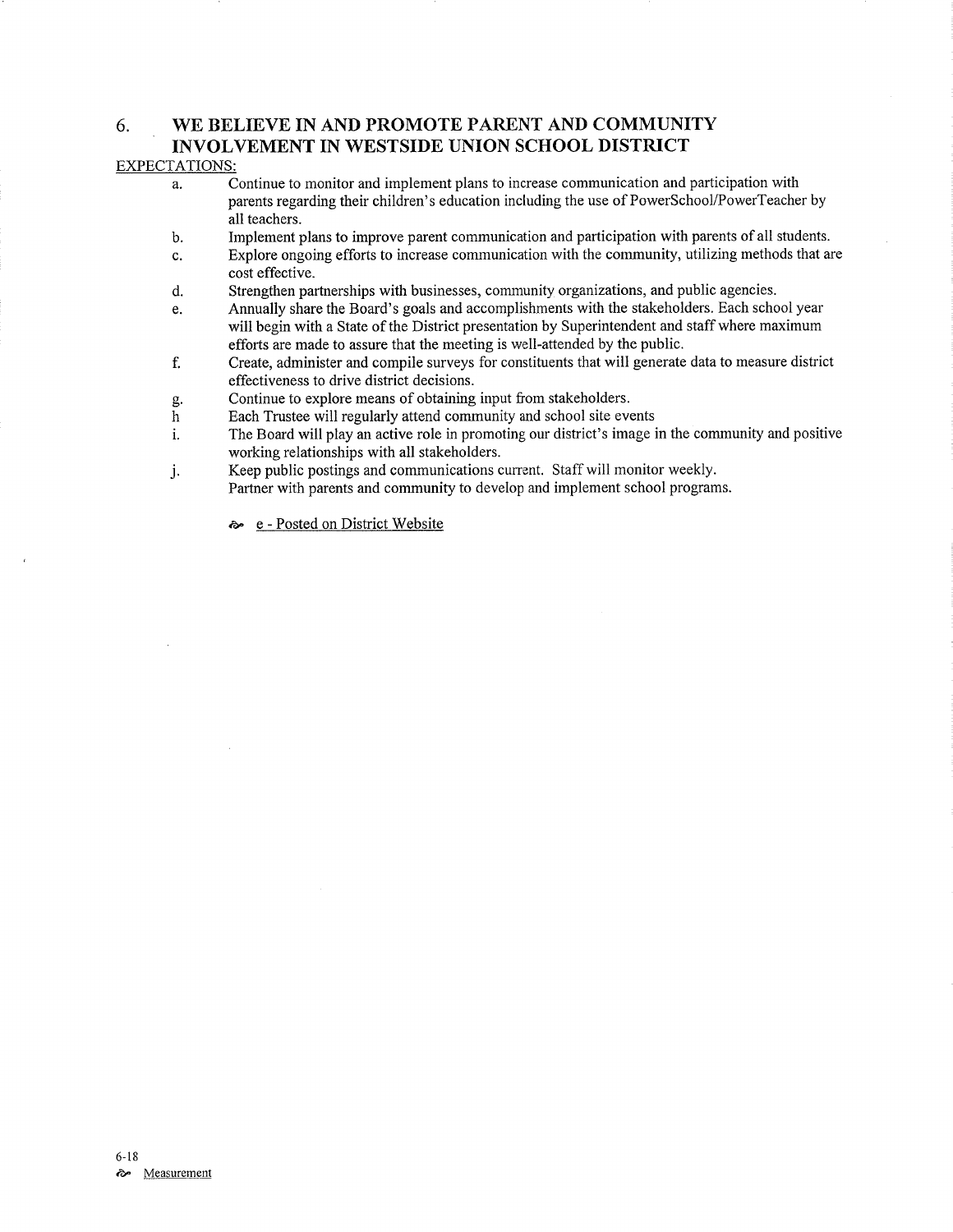## 6. WE BELIEVE IN AND PROMOTE PARENT AND COMMUNITY INVOLVEMENT IN WESTSIDE UNION SCHOOL DISTRICT

EXPECTATIONS:

a. Continue to monitor and implement plans to increase communication and participation with parents regarding their children's education including the use of PowerSchool/PowerTeacher by all teachers.

b. Implement plans to improve parent communication and participation with parents of all students.

c. Explore ongoing efforts to increase communication with the community, utilizing methods that are cost effective.

d. Strengthen partnerships with businesses, community organizations, and public agencies.

e. Annually share the Board's goals and accomplishments with the stakeholders. Each school year will begin with a State of the District presentation by Superintendent and staff where maximum efforts are made to assure that the meeting is well-attended by the public.

f. Create, administer and compile surveys for constituents that will generate data to measure district effectiveness to drive district decisions.

g. Continue to explore means of obtaining input from stakeholders.

h Each Trustee will regularly attend community and school site events

i. The Board will play an active role in promoting our district's image in the community and positive working relationships with all stakeholders.

j. Keep public postings and communications current. Staff will monitor weekly.
Partner with parents and community to develop and implement school programs.

&nbsp;&nbsp;&nbsp;&nbsp;e - Posted on District Website

6-18

Measurement